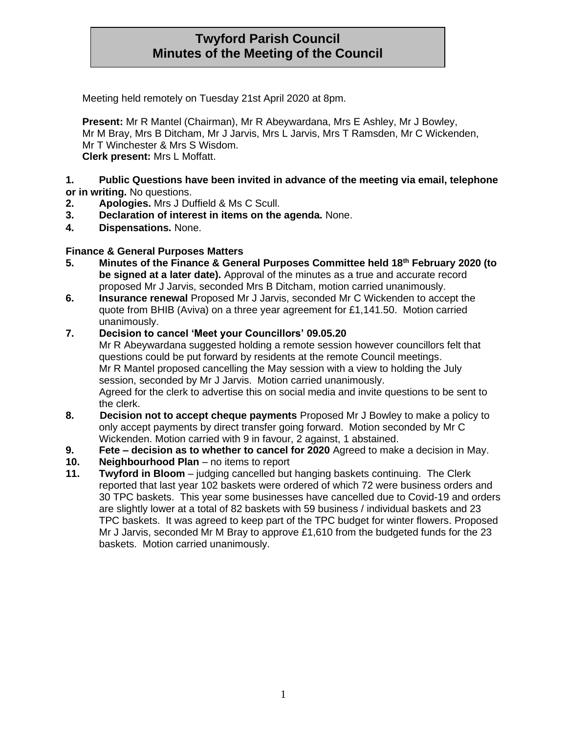# Twyford Parish Council
# Minutes of the Meeting of the Council

Meeting held remotely on Tuesday 21st April 2020 at 8pm.

**Present:** Mr R Mantel (Chairman), Mr R Abeywardana, Mrs E Ashley, Mr J Bowley, Mr M Bray, Mrs B Ditcham, Mr J Jarvis, Mrs L Jarvis, Mrs T Ramsden, Mr C Wickenden, Mr T Winchester & Mrs S Wisdom.
**Clerk present:** Mrs L Moffatt.

1. **Public Questions have been invited in advance of the meeting via email, telephone or in writing.** No questions.
2. **Apologies.** Mrs J Duffield & Ms C Scull.
3. **Declaration of interest in items on the agenda.** None.
4. **Dispensations.** None.

**Finance & General Purposes Matters**

5. **Minutes of the Finance & General Purposes Committee held 18th February 2020 (to be signed at a later date).** Approval of the minutes as a true and accurate record proposed Mr J Jarvis, seconded Mrs B Ditcham, motion carried unanimously.
6. **Insurance renewal** Proposed Mr J Jarvis, seconded Mr C Wickenden to accept the quote from BHIB (Aviva) on a three year agreement for £1,141.50. Motion carried unanimously.
7. **Decision to cancel 'Meet your Councillors' 09.05.20**
   Mr R Abeywardana suggested holding a remote session however councillors felt that questions could be put forward by residents at the remote Council meetings.
   Mr R Mantel proposed cancelling the May session with a view to holding the July session, seconded by Mr J Jarvis. Motion carried unanimously.
   Agreed for the clerk to advertise this on social media and invite questions to be sent to the clerk.
8. **Decision not to accept cheque payments** Proposed Mr J Bowley to make a policy to only accept payments by direct transfer going forward. Motion seconded by Mr C Wickenden. Motion carried with 9 in favour, 2 against, 1 abstained.
9. **Fete – decision as to whether to cancel for 2020** Agreed to make a decision in May.
10. **Neighbourhood Plan** – no items to report
11. **Twyford in Bloom** – judging cancelled but hanging baskets continuing. The Clerk reported that last year 102 baskets were ordered of which 72 were business orders and 30 TPC baskets. This year some businesses have cancelled due to Covid-19 and orders are slightly lower at a total of 82 baskets with 59 business / individual baskets and 23 TPC baskets. It was agreed to keep part of the TPC budget for winter flowers. Proposed Mr J Jarvis, seconded Mr M Bray to approve £1,610 from the budgeted funds for the 23 baskets. Motion carried unanimously.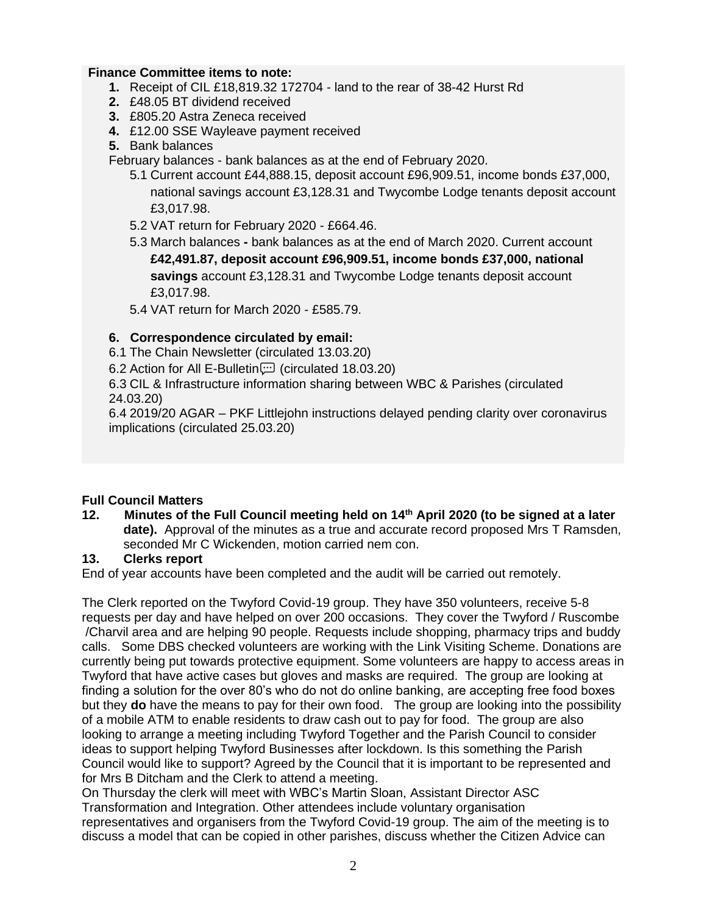**Finance Committee items to note:**

1. Receipt of CIL £18,819.32 172704 - land to the rear of 38-42 Hurst Rd
2. £48.05 BT dividend received
3. £805.20 Astra Zeneca received
4. £12.00 SSE Wayleave payment received
5. Bank balances

February balances - bank balances as at the end of February 2020.

5.1 Current account £44,888.15, deposit account £96,909.51, income bonds £37,000, national savings account £3,128.31 and Twycombe Lodge tenants deposit account £3,017.98.

5.2 VAT return for February 2020 - £664.46.

5.3 March balances **-** bank balances as at the end of March 2020. Current account **£42,491.87, deposit account £96,909.51, income bonds £37,000, national savings** account £3,128.31 and Twycombe Lodge tenants deposit account £3,017.98.

5.4 VAT return for March 2020 - £585.79.

**6. Correspondence circulated by email:**

6.1 The Chain Newsletter (circulated 13.03.20)

6.2 Action for All E-Bulletin (circulated 18.03.20)

6.3 CIL & Infrastructure information sharing between WBC & Parishes (circulated 24.03.20)

6.4 2019/20 AGAR – PKF Littlejohn instructions delayed pending clarity over coronavirus implications (circulated 25.03.20)

**Full Council Matters**

**12. Minutes of the Full Council meeting held on 14th April 2020 (to be signed at a later date).** Approval of the minutes as a true and accurate record proposed Mrs T Ramsden, seconded Mr C Wickenden, motion carried nem con.

**13. Clerks report**

End of year accounts have been completed and the audit will be carried out remotely.

The Clerk reported on the Twyford Covid-19 group. They have 350 volunteers, receive 5-8 requests per day and have helped on over 200 occasions. They cover the Twyford / Ruscombe /Charvil area and are helping 90 people. Requests include shopping, pharmacy trips and buddy calls. Some DBS checked volunteers are working with the Link Visiting Scheme. Donations are currently being put towards protective equipment. Some volunteers are happy to access areas in Twyford that have active cases but gloves and masks are required. The group are looking at finding a solution for the over 80's who do not do online banking, are accepting free food boxes but they **do** have the means to pay for their own food. The group are looking into the possibility of a mobile ATM to enable residents to draw cash out to pay for food. The group are also looking to arrange a meeting including Twyford Together and the Parish Council to consider ideas to support helping Twyford Businesses after lockdown. Is this something the Parish Council would like to support? Agreed by the Council that it is important to be represented and for Mrs B Ditcham and the Clerk to attend a meeting.

On Thursday the clerk will meet with WBC's Martin Sloan, Assistant Director ASC Transformation and Integration. Other attendees include voluntary organisation representatives and organisers from the Twyford Covid-19 group. The aim of the meeting is to discuss a model that can be copied in other parishes, discuss whether the Citizen Advice can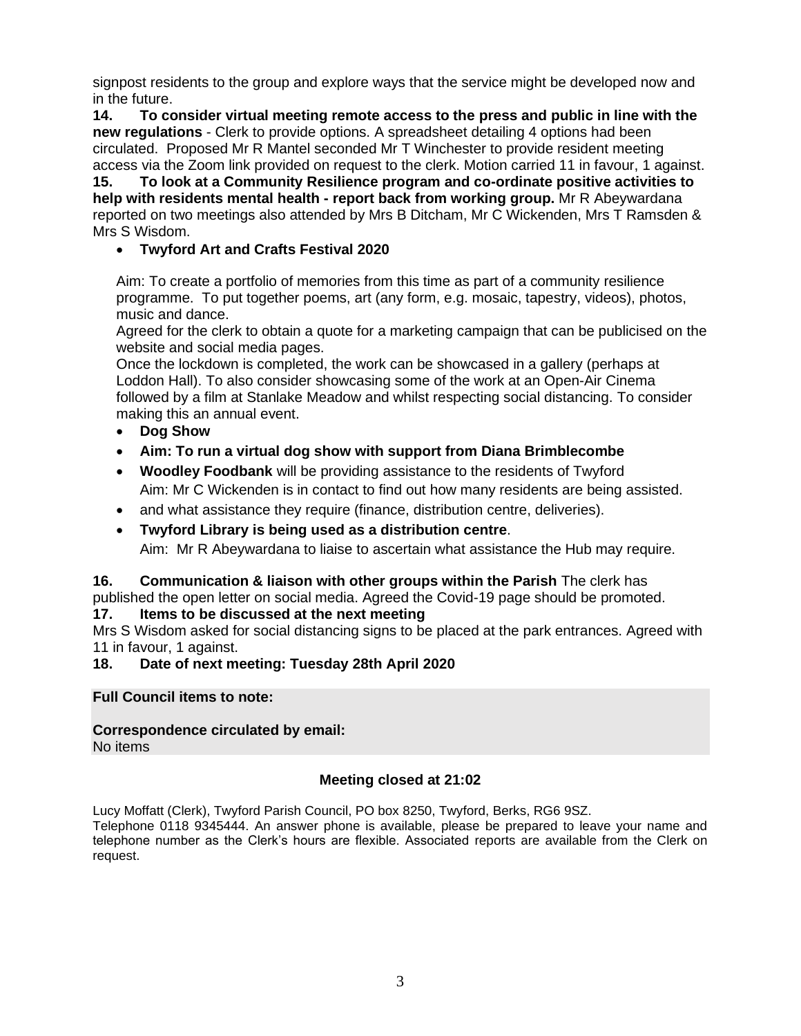signpost residents to the group and explore ways that the service might be developed now and in the future.

**14. To consider virtual meeting remote access to the press and public in line with the new regulations** - Clerk to provide options. A spreadsheet detailing 4 options had been circulated. Proposed Mr R Mantel seconded Mr T Winchester to provide resident meeting access via the Zoom link provided on request to the clerk. Motion carried 11 in favour, 1 against.

**15. To look at a Community Resilience program and co-ordinate positive activities to help with residents mental health - report back from working group.** Mr R Abeywardana reported on two meetings also attended by Mrs B Ditcham, Mr C Wickenden, Mrs T Ramsden & Mrs S Wisdom.

- **Twyford Art and Crafts Festival 2020**

  Aim: To create a portfolio of memories from this time as part of a community resilience programme. To put together poems, art (any form, e.g. mosaic, tapestry, videos), photos, music and dance.
  Agreed for the clerk to obtain a quote for a marketing campaign that can be publicised on the website and social media pages.
  Once the lockdown is completed, the work can be showcased in a gallery (perhaps at Loddon Hall). To also consider showcasing some of the work at an Open-Air Cinema followed by a film at Stanlake Meadow and whilst respecting social distancing. To consider making this an annual event.
- **Dog Show**
- **Aim: To run a virtual dog show with support from Diana Brimblecombe**
- **Woodley Foodbank** will be providing assistance to the residents of Twyford
  Aim: Mr C Wickenden is in contact to find out how many residents are being assisted.
- and what assistance they require (finance, distribution centre, deliveries).
- **Twyford Library is being used as a distribution centre**.
  Aim: Mr R Abeywardana to liaise to ascertain what assistance the Hub may require.

**16. Communication & liaison with other groups within the Parish** The clerk has published the open letter on social media. Agreed the Covid-19 page should be promoted.

**17. Items to be discussed at the next meeting**

Mrs S Wisdom asked for social distancing signs to be placed at the park entrances. Agreed with 11 in favour, 1 against.

**18. Date of next meeting: Tuesday 28th April 2020**

**Full Council items to note:**

**Correspondence circulated by email:**
No items

**Meeting closed at 21:02**

Lucy Moffatt (Clerk), Twyford Parish Council, PO box 8250, Twyford, Berks, RG6 9SZ.
Telephone 0118 9345444. An answer phone is available, please be prepared to leave your name and telephone number as the Clerk's hours are flexible. Associated reports are available from the Clerk on request.